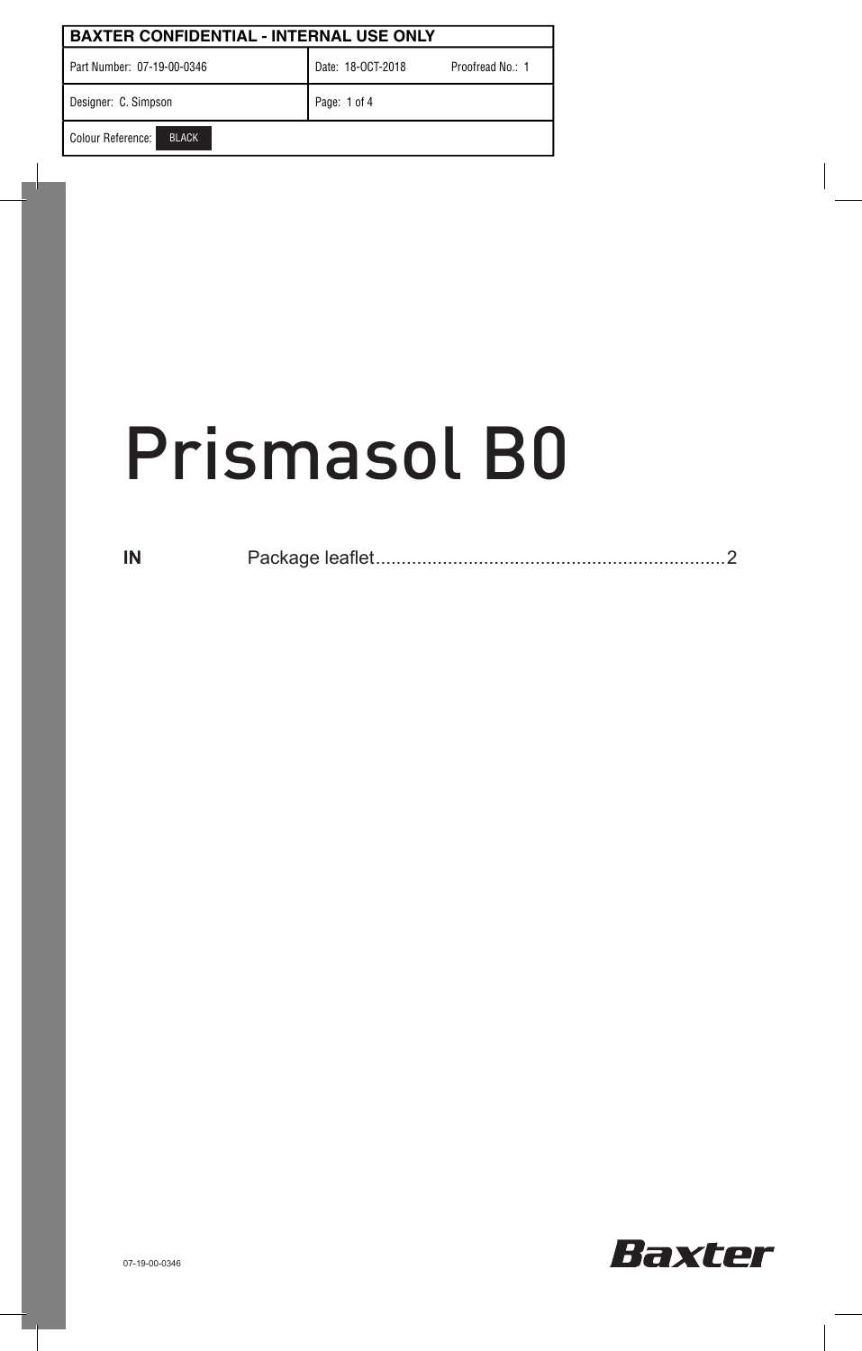| BAXTER CONFIDENTIAL - INTERNAL USE ONLY | | |
|---|---|---|
| Part Number: 07-19-00-0346 | Date: 18-OCT-2018 | Proofread No.: 1 |
| Designer: C. Simpson | Page: 1 of 4 | |
| Colour Reference: BLACK | | |

# Prismasol B0

**IN** Package leaflet......................................................................2

07-19-00-0346

Baxter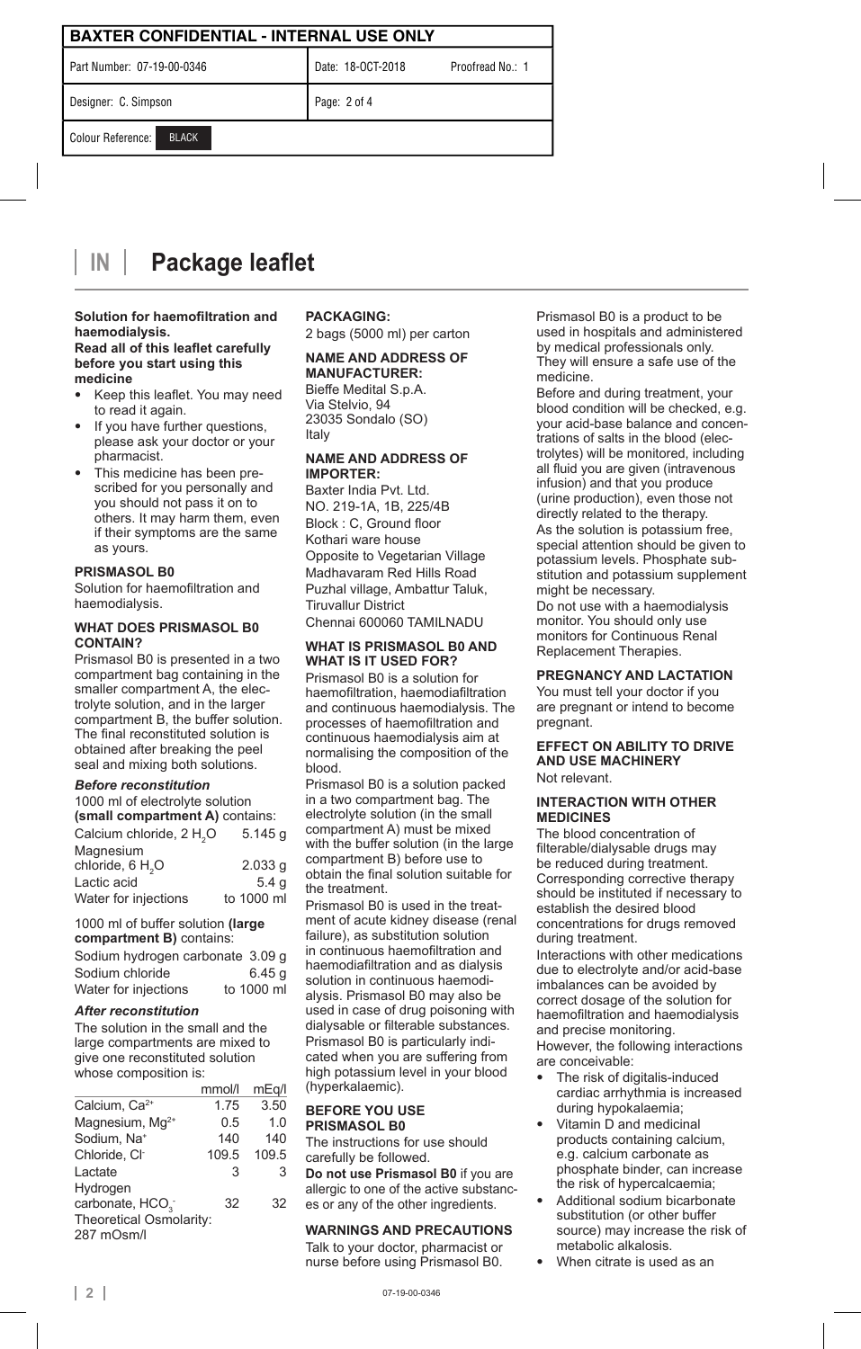# IN | Package leaflet

**Solution for haemofiltration and haemodialysis.**
**Read all of this leaflet carefully before you start using this medicine**

- Keep this leaflet. You may need to read it again.
- If you have further questions, please ask your doctor or your pharmacist.
- This medicine has been prescribed for you personally and you should not pass it on to others. It may harm them, even if their symptoms are the same as yours.

### PRISMASOL B0

Solution for haemofiltration and haemodialysis.

### WHAT DOES PRISMASOL B0 CONTAIN?

Prismasol B0 is presented in a two compartment bag containing in the smaller compartment A, the electrolyte solution, and in the larger compartment B, the buffer solution. The final reconstituted solution is obtained after breaking the peel seal and mixing both solutions.

***Before reconstitution***

1000 ml of electrolyte solution **(small compartment A)** contains:

| | |
|---|---|
| Calcium chloride, 2 $H_2O$ | 5.145 g |
| Magnesium chloride, 6 $H_2O$ | 2.033 g |
| Lactic acid | 5.4 g |
| Water for injections | to 1000 ml |

1000 ml of buffer solution **(large compartment B)** contains:

| | |
|---|---|
| Sodium hydrogen carbonate | 3.09 g |
| Sodium chloride | 6.45 g |
| Water for injections | to 1000 ml |

***After reconstitution***

The solution in the small and the large compartments are mixed to give one reconstituted solution whose composition is:

| | mmol/l | mEq/l |
|---|---|---|
| Calcium, $Ca^{2+}$ | 1.75 | 3.50 |
| Magnesium, $Mg^{2+}$ | 0.5 | 1.0 |
| Sodium, $Na^{+}$ | 140 | 140 |
| Chloride, $Cl^{-}$ | 109.5 | 109.5 |
| Lactate | 3 | 3 |
| Hydrogen carbonate, $HCO_3^{-}$ | 32 | 32 |

Theoretical Osmolarity: 287 mOsm/l

### PACKAGING:

2 bags (5000 ml) per carton

### NAME AND ADDRESS OF MANUFACTURER:

Bieffe Medital S.p.A.
Via Stelvio, 94
23035 Sondalo (SO)
Italy

### NAME AND ADDRESS OF IMPORTER:

Baxter India Pvt. Ltd.
NO. 219-1A, 1B, 225/4B
Block : C, Ground floor
Kothari ware house
Opposite to Vegetarian Village
Madhavaram Red Hills Road
Puzhal village, Ambattur Taluk,
Tiruvallur District
Chennai 600060 TAMILNADU

### WHAT IS PRISMASOL B0 AND WHAT IS IT USED FOR?

Prismasol B0 is a solution for haemofiltration, haemodiafiltration and continuous haemodialysis. The processes of haemofiltration and continuous haemodialysis aim at normalising the composition of the blood.

Prismasol B0 is a solution packed in a two compartment bag. The electrolyte solution (in the small compartment A) must be mixed with the buffer solution (in the large compartment B) before use to obtain the final solution suitable for the treatment.

Prismasol B0 is used in the treatment of acute kidney disease (renal failure), as substitution solution in continuous haemofiltration and haemodiafiltration and as dialysis solution in continuous haemodialysis. Prismasol B0 may also be used in case of drug poisoning with dialysable or filterable substances. Prismasol B0 is particularly indicated when you are suffering from high potassium level in your blood (hyperkalaemic).

### BEFORE YOU USE PRISMASOL B0

The instructions for use should carefully be followed.

**Do not use Prismasol B0** if you are allergic to one of the active substances or any of the other ingredients.

### WARNINGS AND PRECAUTIONS

Talk to your doctor, pharmacist or nurse before using Prismasol B0.

Prismasol B0 is a product to be used in hospitals and administered by medical professionals only. They will ensure a safe use of the medicine.

Before and during treatment, your blood condition will be checked, e.g. your acid-base balance and concentrations of salts in the blood (electrolytes) will be monitored, including all fluid you are given (intravenous infusion) and that you produce (urine production), even those not directly related to the therapy.

As the solution is potassium free, special attention should be given to potassium levels. Phosphate substitution and potassium supplement might be necessary.

Do not use with a haemodialysis monitor. You should only use monitors for Continuous Renal Replacement Therapies.

### PREGNANCY AND LACTATION

You must tell your doctor if you are pregnant or intend to become pregnant.

### EFFECT ON ABILITY TO DRIVE AND USE MACHINERY

Not relevant.

### INTERACTION WITH OTHER MEDICINES

The blood concentration of filterable/dialysable drugs may be reduced during treatment. Corresponding corrective therapy should be instituted if necessary to establish the desired blood concentrations for drugs removed during treatment.

Interactions with other medications due to electrolyte and/or acid-base imbalances can be avoided by correct dosage of the solution for haemofiltration and haemodialysis and precise monitoring.

However, the following interactions are conceivable:

- The risk of digitalis-induced cardiac arrhythmia is increased during hypokalaemia;
- Vitamin D and medicinal products containing calcium, e.g. calcium carbonate as phosphate binder, can increase the risk of hypercalcaemia;
- Additional sodium bicarbonate substitution (or other buffer source) may increase the risk of metabolic alkalosis.
- When citrate is used as an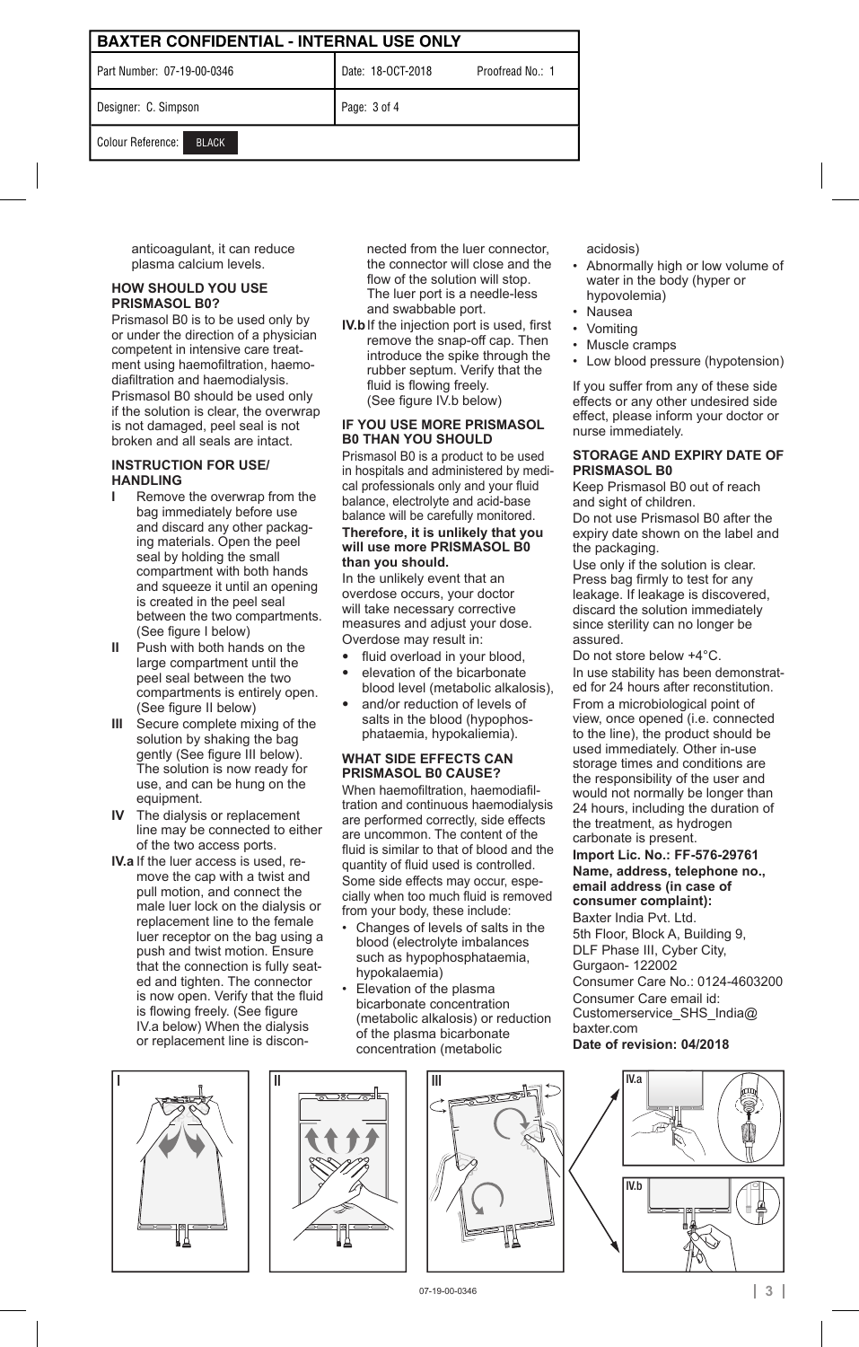anticoagulant, it can reduce plasma calcium levels.

**HOW SHOULD YOU USE PRISMASOL B0?**

Prismasol B0 is to be used only by or under the direction of a physician competent in intensive care treatment using haemofiltration, haemodiafiltration and haemodialysis. Prismasol B0 should be used only if the solution is clear, the overwrap is not damaged, peel seal is not broken and all seals are intact.

**INSTRUCTION FOR USE/ HANDLING**

**I** Remove the overwrap from the bag immediately before use and discard any other packaging materials. Open the peel seal by holding the small compartment with both hands and squeeze it until an opening is created in the peel seal between the two compartments. (See figure I below)

**II** Push with both hands on the large compartment until the peel seal between the two compartments is entirely open. (See figure II below)

**III** Secure complete mixing of the solution by shaking the bag gently (See figure III below). The solution is now ready for use, and can be hung on the equipment.

**IV** The dialysis or replacement line may be connected to either of the two access ports.

**IV.a** If the luer access is used, remove the cap with a twist and pull motion, and connect the male luer lock on the dialysis or replacement line to the female luer receptor on the bag using a push and twist motion. Ensure that the connection is fully seated and tighten. The connector is now open. Verify that the fluid is flowing freely. (See figure IV.a below) When the dialysis or replacement line is disconnected from the luer connector, the connector will close and the flow of the solution will stop. The luer port is a needle-less and swabbable port.

**IV.b** If the injection port is used, first remove the snap-off cap. Then introduce the spike through the rubber septum. Verify that the fluid is flowing freely. (See figure IV.b below)

**IF YOU USE MORE PRISMASOL B0 THAN YOU SHOULD**

Prismasol B0 is a product to be used in hospitals and administered by medical professionals only and your fluid balance, electrolyte and acid-base balance will be carefully monitored.

**Therefore, it is unlikely that you will use more PRISMASOL B0 than you should.**

In the unlikely event that an overdose occurs, your doctor will take necessary corrective measures and adjust your dose. Overdose may result in:

- fluid overload in your blood,
- elevation of the bicarbonate blood level (metabolic alkalosis),
- and/or reduction of levels of salts in the blood (hypophosphataemia, hypokaliemia).

**WHAT SIDE EFFECTS CAN PRISMASOL B0 CAUSE?**

When haemofiltration, haemodiafiltration and continuous haemodialysis are performed correctly, side effects are uncommon. The content of the fluid is similar to that of blood and the quantity of fluid used is controlled. Some side effects may occur, especially when too much fluid is removed from your body, these include:

- Changes of levels of salts in the blood (electrolyte imbalances such as hypophosphataemia, hypokalaemia)
- Elevation of the plasma bicarbonate concentration (metabolic alkalosis) or reduction of the plasma bicarbonate concentration (metabolic acidosis)
- Abnormally high or low volume of water in the body (hyper or hypovolemia)
- Nausea
- Vomiting
- Muscle cramps
- Low blood pressure (hypotension)

If you suffer from any of these side effects or any other undesired side effect, please inform your doctor or nurse immediately.

**STORAGE AND EXPIRY DATE OF PRISMASOL B0**

Keep Prismasol B0 out of reach and sight of children.

Do not use Prismasol B0 after the expiry date shown on the label and the packaging.

Use only if the solution is clear.

Press bag firmly to test for any leakage. If leakage is discovered, discard the solution immediately since sterility can no longer be assured.

Do not store below +4°C.

In use stability has been demonstrated for 24 hours after reconstitution.

From a microbiological point of view, once opened (i.e. connected to the line), the product should be used immediately. Other in-use storage times and conditions are the responsibility of the user and would not normally be longer than 24 hours, including the duration of the treatment, as hydrogen carbonate is present.

**Import Lic. No.: FF-576-29761**

**Name, address, telephone no., email address (in case of consumer complaint):**

Baxter India Pvt. Ltd.
5th Floor, Block A, Building 9,
DLF Phase III, Cyber City,
Gurgaon- 122002
Consumer Care No.: 0124-4603200
Consumer Care email id:
Customerservice_SHS_India@baxter.com

**Date of revision: 04/2018**

I

II

III

IV.a

IV.b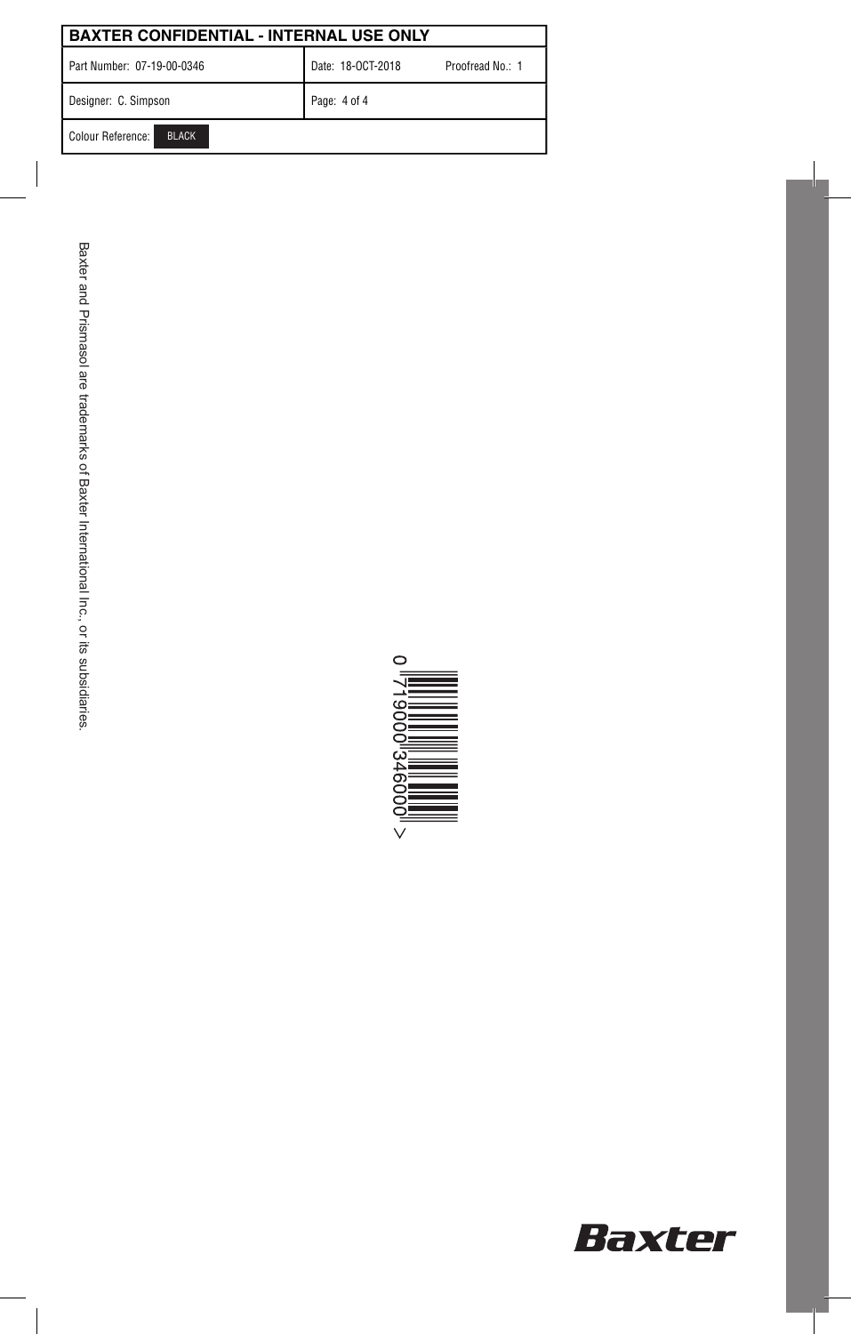| BAXTER CONFIDENTIAL - INTERNAL USE ONLY | | |
| --- | --- | --- |
| Part Number: 07-19-00-0346 | Date: 18-OCT-2018 | Proofread No.: 1 |
| Designer: C. Simpson | Page: 4 of 4 | |
| Colour Reference: BLACK | | |

Baxter and Prismasol are trademarks of Baxter International Inc., or its subsidiaries.

0 719000 346000 >

Baxter